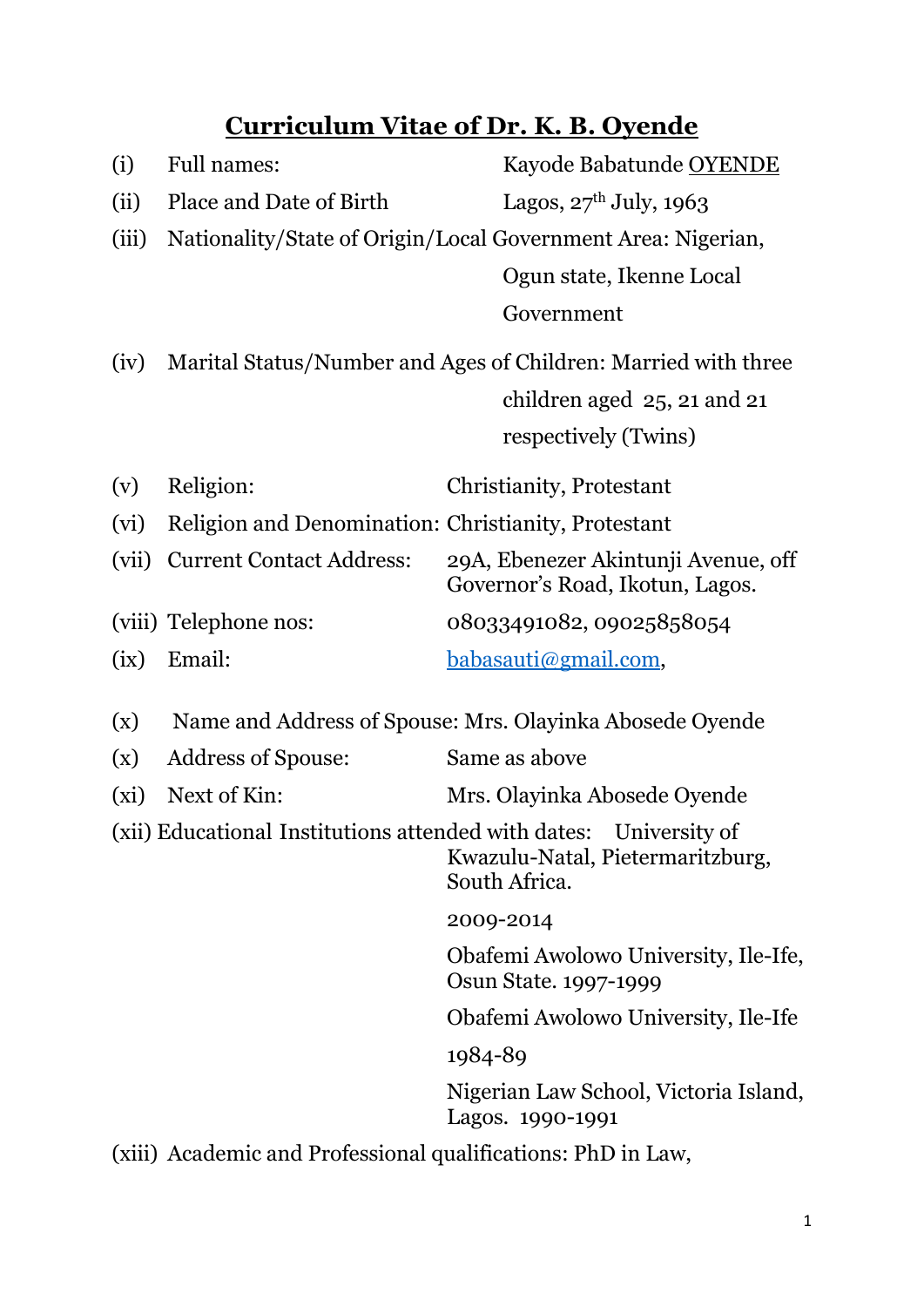# Curriculum Vitae of Dr. K. B. Oyende

(i) Full names: Kayode Babatunde OYENDE

(ii) Place and Date of Birth: Lagos, 27th July, 1963

(iii) Nationality/State of Origin/Local Government Area: Nigerian, Ogun state, Ikenne Local Government

(iv) Marital Status/Number and Ages of Children: Married with three children aged 25, 21 and 21 respectively (Twins)

(v) Religion: Christianity, Protestant

(vi) Religion and Denomination: Christianity, Protestant

(vii) Current Contact Address: 29A, Ebenezer Akintunji Avenue, off Governor's Road, Ikotun, Lagos.

(viii) Telephone nos: 08033491082, 09025858054

(ix) Email: babasauti@gmail.com,

(x) Name and Address of Spouse: Mrs. Olayinka Abosede Oyende

(x) Address of Spouse: Same as above

(xi) Next of Kin: Mrs. Olayinka Abosede Oyende

(xii) Educational Institutions attended with dates:

University of Kwazulu-Natal, Pietermaritzburg, South Africa.

2009-2014

Obafemi Awolowo University, Ile-Ife, Osun State. 1997-1999

Obafemi Awolowo University, Ile-Ife

1984-89

Nigerian Law School, Victoria Island, Lagos. 1990-1991

(xiii) Academic and Professional qualifications: PhD in Law,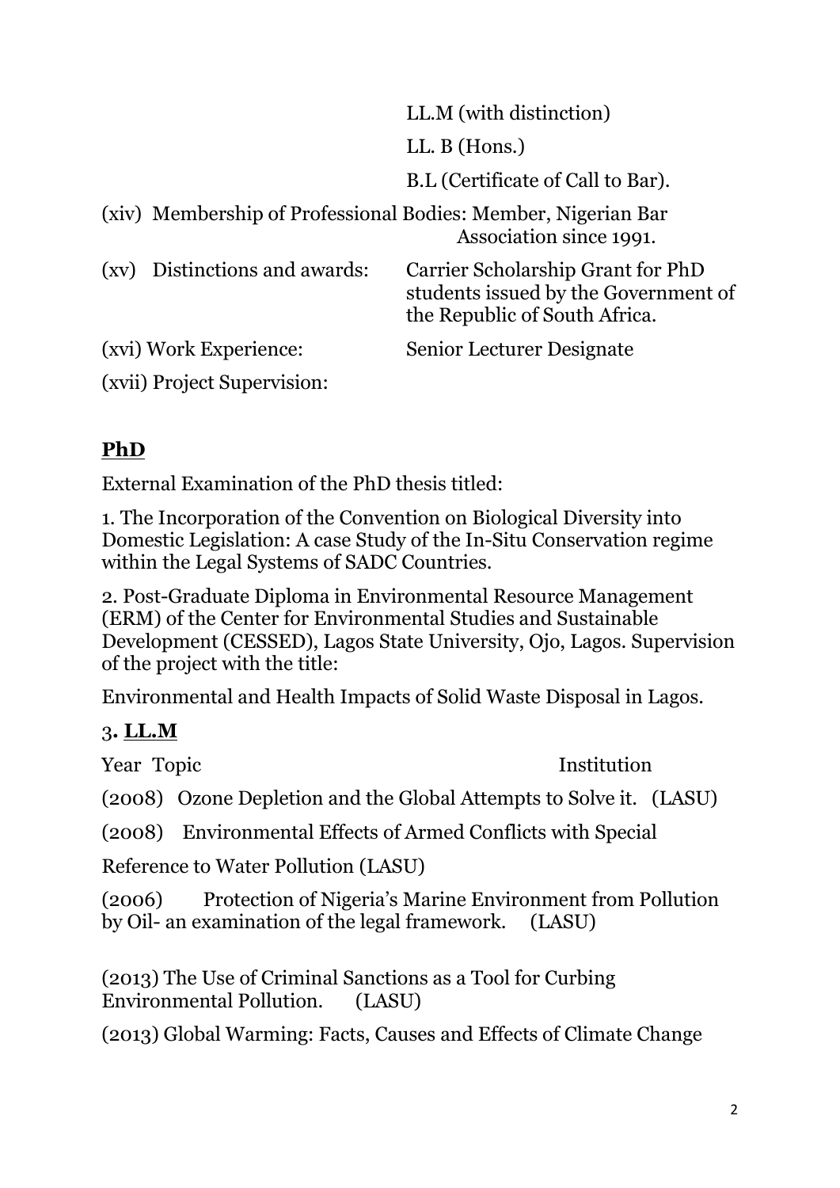LL.M (with distinction)

LL. B (Hons.)

B.L (Certificate of Call to Bar).

(xiv) Membership of Professional Bodies: Member, Nigerian Bar Association since 1991.

(xv) Distinctions and awards: Carrier Scholarship Grant for PhD students issued by the Government of the Republic of South Africa.

(xvi) Work Experience: Senior Lecturer Designate

(xvii) Project Supervision:

**PhD**

External Examination of the PhD thesis titled:

1. The Incorporation of the Convention on Biological Diversity into Domestic Legislation: A case Study of the In-Situ Conservation regime within the Legal Systems of SADC Countries.

2. Post-Graduate Diploma in Environmental Resource Management (ERM) of the Center for Environmental Studies and Sustainable Development (CESSED), Lagos State University, Ojo, Lagos. Supervision of the project with the title:

Environmental and Health Impacts of Solid Waste Disposal in Lagos.

3**. LL.M**

Year Topic Institution

(2008) Ozone Depletion and the Global Attempts to Solve it. (LASU)

(2008) Environmental Effects of Armed Conflicts with Special Reference to Water Pollution (LASU)

(2006) Protection of Nigeria's Marine Environment from Pollution by Oil- an examination of the legal framework. (LASU)

(2013) The Use of Criminal Sanctions as a Tool for Curbing Environmental Pollution. (LASU)

(2013) Global Warming: Facts, Causes and Effects of Climate Change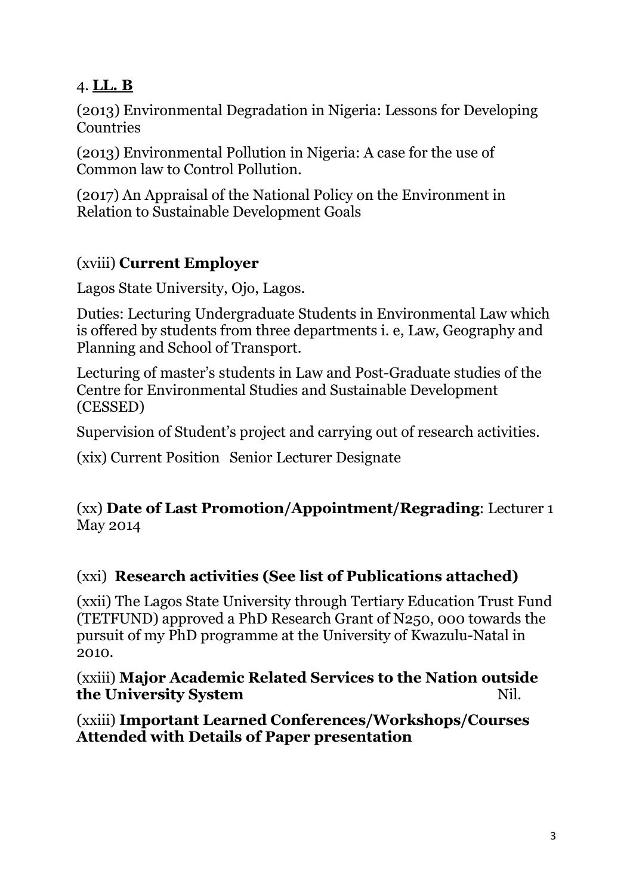4. **<u>LL. B</u>**

(2013) Environmental Degradation in Nigeria: Lessons for Developing Countries

(2013) Environmental Pollution in Nigeria: A case for the use of Common law to Control Pollution.

(2017) An Appraisal of the National Policy on the Environment in Relation to Sustainable Development Goals

(xviii) **Current Employer**

Lagos State University, Ojo, Lagos.

Duties: Lecturing Undergraduate Students in Environmental Law which is offered by students from three departments i. e, Law, Geography and Planning and School of Transport.

Lecturing of master's students in Law and Post-Graduate studies of the Centre for Environmental Studies and Sustainable Development (CESSED)

Supervision of Student's project and carrying out of research activities.

(xix) Current Position Senior Lecturer Designate

(xx) **Date of Last Promotion/Appointment/Regrading**: Lecturer 1 May 2014

(xxi) **Research activities (See list of Publications attached)**

(xxii) The Lagos State University through Tertiary Education Trust Fund (TETFUND) approved a PhD Research Grant of N250, 000 towards the pursuit of my PhD programme at the University of Kwazulu-Natal in 2010.

(xxiii) **Major Academic Related Services to the Nation outside the University System** Nil.

(xxiii) **Important Learned Conferences/Workshops/Courses Attended with Details of Paper presentation**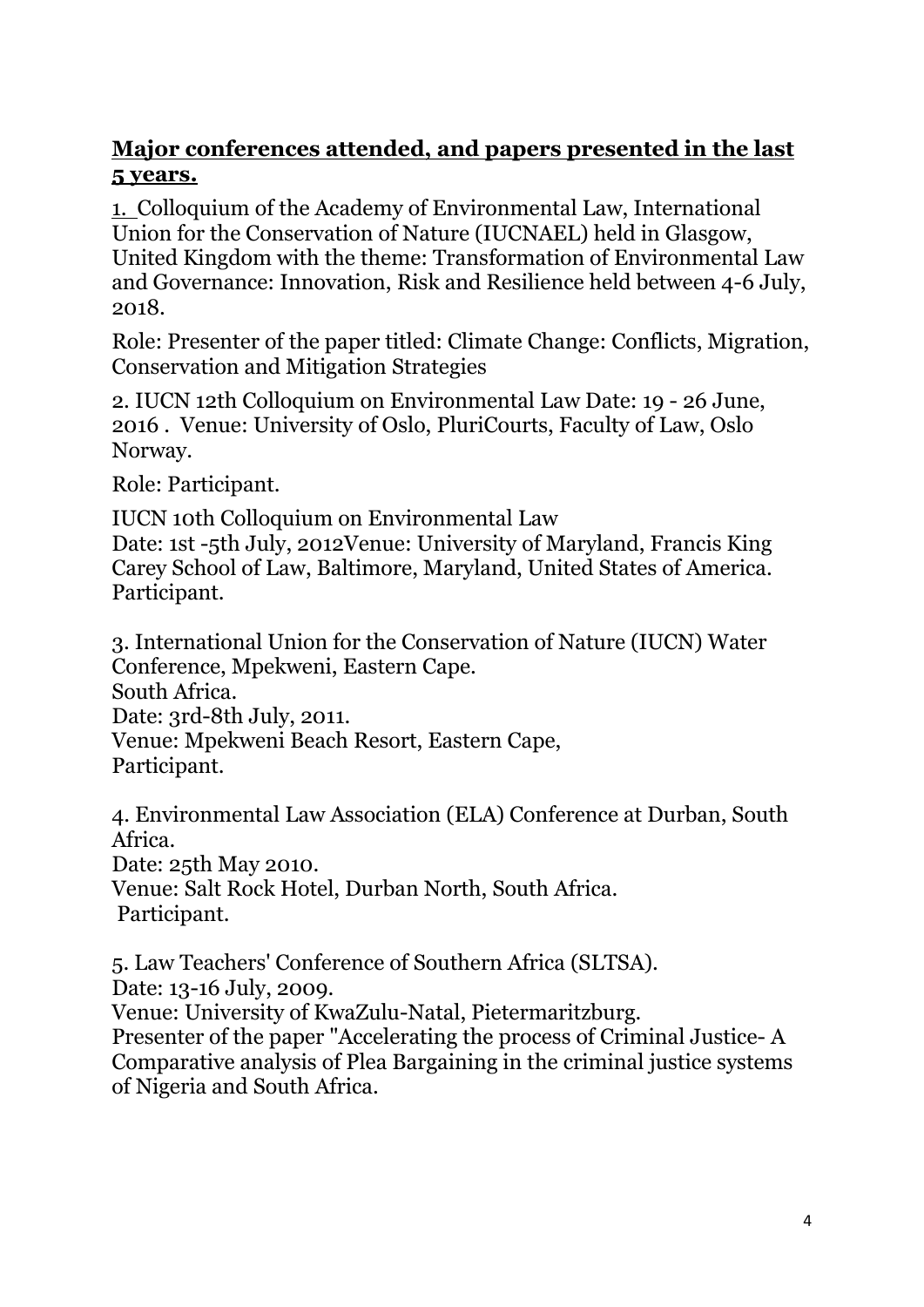**<u>Major conferences attended, and papers presented in the last 5 years.</u>**

1. Colloquium of the Academy of Environmental Law, International Union for the Conservation of Nature (IUCNAEL) held in Glasgow, United Kingdom with the theme: Transformation of Environmental Law and Governance: Innovation, Risk and Resilience held between 4-6 July, 2018.

Role: Presenter of the paper titled: Climate Change: Conflicts, Migration, Conservation and Mitigation Strategies

2. IUCN 12th Colloquium on Environmental Law Date: 19 - 26 June, 2016 . Venue: University of Oslo, PluriCourts, Faculty of Law, Oslo Norway.

Role: Participant.

IUCN 10th Colloquium on Environmental Law
Date: 1st -5th July, 2012Venue: University of Maryland, Francis King Carey School of Law, Baltimore, Maryland, United States of America.
Participant.

3. International Union for the Conservation of Nature (IUCN) Water Conference, Mpekweni, Eastern Cape.
South Africa.
Date: 3rd-8th July, 2011.
Venue: Mpekweni Beach Resort, Eastern Cape,
Participant.

4. Environmental Law Association (ELA) Conference at Durban, South Africa.
Date: 25th May 2010.
Venue: Salt Rock Hotel, Durban North, South Africa.
Participant.

5. Law Teachers' Conference of Southern Africa (SLTSA).
Date: 13-16 July, 2009.
Venue: University of KwaZulu-Natal, Pietermaritzburg.
Presenter of the paper "Accelerating the process of Criminal Justice- A Comparative analysis of Plea Bargaining in the criminal justice systems of Nigeria and South Africa.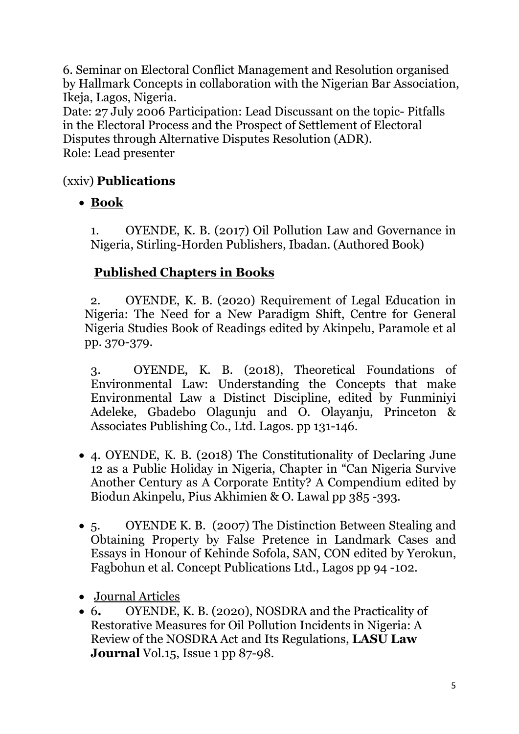6. Seminar on Electoral Conflict Management and Resolution organised by Hallmark Concepts in collaboration with the Nigerian Bar Association, Ikeja, Lagos, Nigeria.
Date: 27 July 2006 Participation: Lead Discussant on the topic- Pitfalls in the Electoral Process and the Prospect of Settlement of Electoral Disputes through Alternative Disputes Resolution (ADR).
Role: Lead presenter

(xxiv) **Publications**

- **Book**

1. OYENDE, K. B. (2017) Oil Pollution Law and Governance in Nigeria, Stirling-Horden Publishers, Ibadan. (Authored Book)

**Published Chapters in Books**

2. OYENDE, K. B. (2020) Requirement of Legal Education in Nigeria: The Need for a New Paradigm Shift, Centre for General Nigeria Studies Book of Readings edited by Akinpelu, Paramole et al pp. 370-379.

3. OYENDE, K. B. (2018), Theoretical Foundations of Environmental Law: Understanding the Concepts that make Environmental Law a Distinct Discipline, edited by Funminiyi Adeleke, Gbadebo Olagunju and O. Olayanju, Princeton & Associates Publishing Co., Ltd. Lagos. pp 131-146.

- 4. OYENDE, K. B. (2018) The Constitutionality of Declaring June 12 as a Public Holiday in Nigeria, Chapter in "Can Nigeria Survive Another Century as A Corporate Entity? A Compendium edited by Biodun Akinpelu, Pius Akhimien & O. Lawal pp 385 -393.

- 5. OYENDE K. B. (2007) The Distinction Between Stealing and Obtaining Property by False Pretence in Landmark Cases and Essays in Honour of Kehinde Sofola, SAN, CON edited by Yerokun, Fagbohun et al. Concept Publications Ltd., Lagos pp 94 -102.

- Journal Articles
- 6**.** OYENDE, K. B. (2020), NOSDRA and the Practicality of Restorative Measures for Oil Pollution Incidents in Nigeria: A Review of the NOSDRA Act and Its Regulations, **LASU Law Journal** Vol.15, Issue 1 pp 87-98.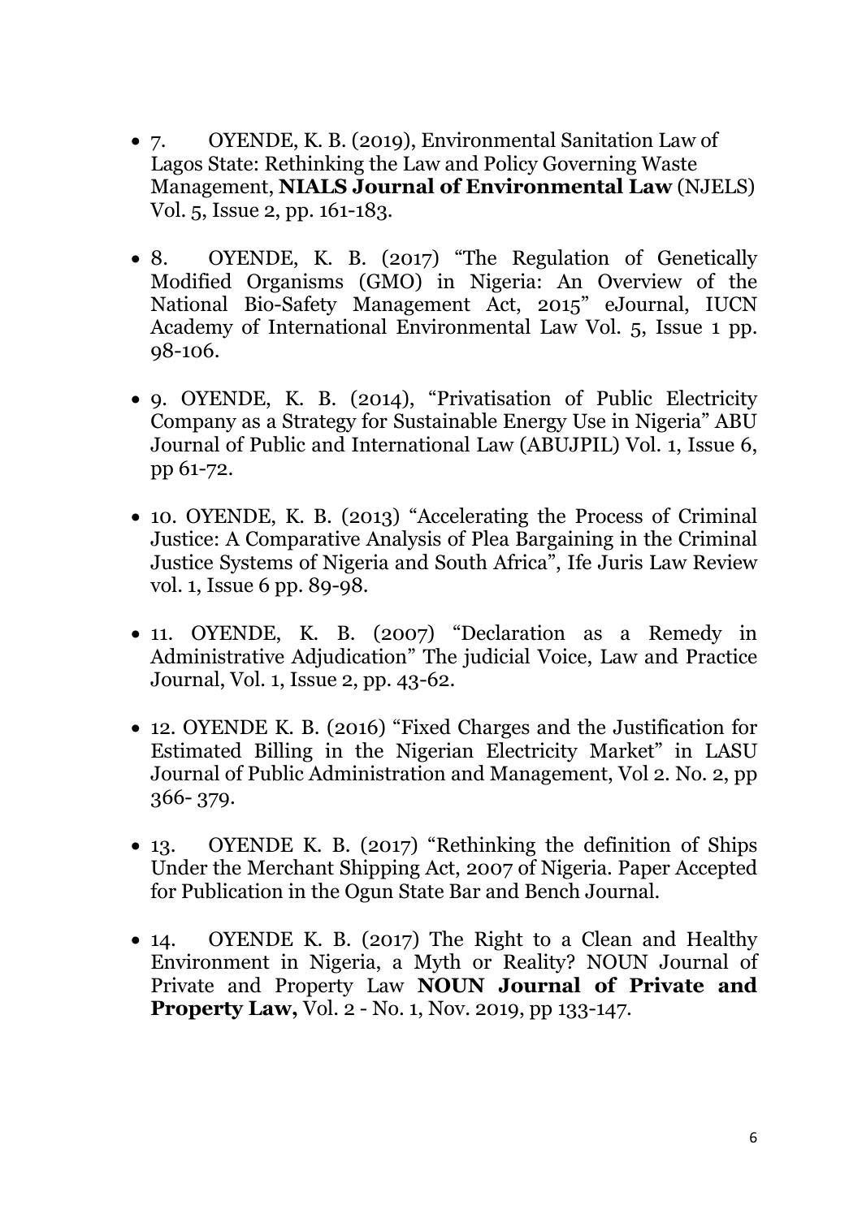- 7. OYENDE, K. B. (2019), Environmental Sanitation Law of Lagos State: Rethinking the Law and Policy Governing Waste Management, **NIALS Journal of Environmental Law** (NJELS) Vol. 5, Issue 2, pp. 161-183.

- 8. OYENDE, K. B. (2017) "The Regulation of Genetically Modified Organisms (GMO) in Nigeria: An Overview of the National Bio-Safety Management Act, 2015" eJournal, IUCN Academy of International Environmental Law Vol. 5, Issue 1 pp. 98-106.

- 9. OYENDE, K. B. (2014), "Privatisation of Public Electricity Company as a Strategy for Sustainable Energy Use in Nigeria" ABU Journal of Public and International Law (ABUJPIL) Vol. 1, Issue 6, pp 61-72.

- 10. OYENDE, K. B. (2013) "Accelerating the Process of Criminal Justice: A Comparative Analysis of Plea Bargaining in the Criminal Justice Systems of Nigeria and South Africa", Ife Juris Law Review vol. 1, Issue 6 pp. 89-98.

- 11. OYENDE, K. B. (2007) "Declaration as a Remedy in Administrative Adjudication" The judicial Voice, Law and Practice Journal, Vol. 1, Issue 2, pp. 43-62.

- 12. OYENDE K. B. (2016) "Fixed Charges and the Justification for Estimated Billing in the Nigerian Electricity Market" in LASU Journal of Public Administration and Management, Vol 2. No. 2, pp 366- 379.

- 13. OYENDE K. B. (2017) "Rethinking the definition of Ships Under the Merchant Shipping Act, 2007 of Nigeria. Paper Accepted for Publication in the Ogun State Bar and Bench Journal.

- 14. OYENDE K. B. (2017) The Right to a Clean and Healthy Environment in Nigeria, a Myth or Reality? NOUN Journal of Private and Property Law **NOUN Journal of Private and Property Law,** Vol. 2 - No. 1, Nov. 2019, pp 133-147.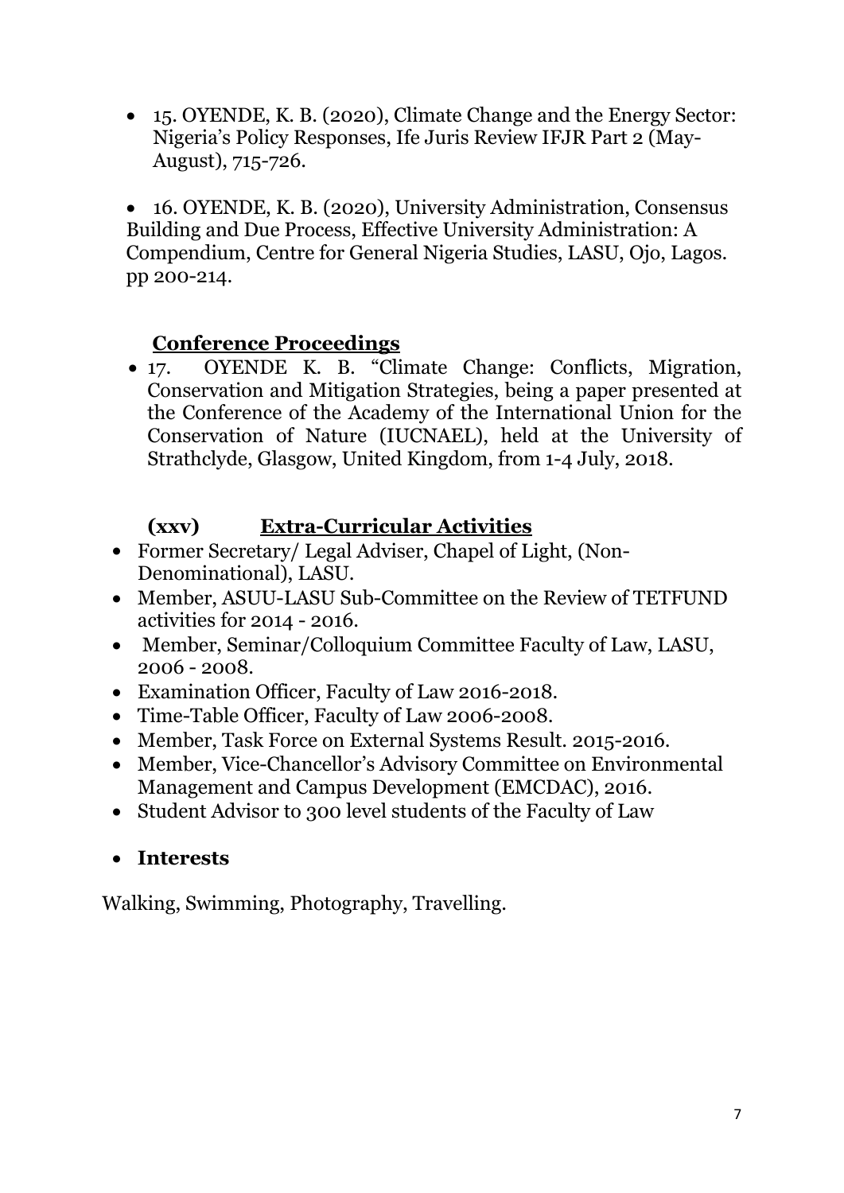- 15. OYENDE, K. B. (2020), Climate Change and the Energy Sector: Nigeria's Policy Responses, Ife Juris Review IFJR Part 2 (May-August), 715-726.

- 16. OYENDE, K. B. (2020), University Administration, Consensus Building and Due Process, Effective University Administration: A Compendium, Centre for General Nigeria Studies, LASU, Ojo, Lagos. pp 200-214.

**Conference Proceedings**

- 17. OYENDE K. B. "Climate Change: Conflicts, Migration, Conservation and Mitigation Strategies, being a paper presented at the Conference of the Academy of the International Union for the Conservation of Nature (IUCNAEL), held at the University of Strathclyde, Glasgow, United Kingdom, from 1-4 July, 2018.

**(xxv) Extra-Curricular Activities**

- Former Secretary/ Legal Adviser, Chapel of Light, (Non-Denominational), LASU.
- Member, ASUU-LASU Sub-Committee on the Review of TETFUND activities for 2014 - 2016.
- Member, Seminar/Colloquium Committee Faculty of Law, LASU, 2006 - 2008.
- Examination Officer, Faculty of Law 2016-2018.
- Time-Table Officer, Faculty of Law 2006-2008.
- Member, Task Force on External Systems Result. 2015-2016.
- Member, Vice-Chancellor's Advisory Committee on Environmental Management and Campus Development (EMCDAC), 2016.
- Student Advisor to 300 level students of the Faculty of Law

- **Interests**

Walking, Swimming, Photography, Travelling.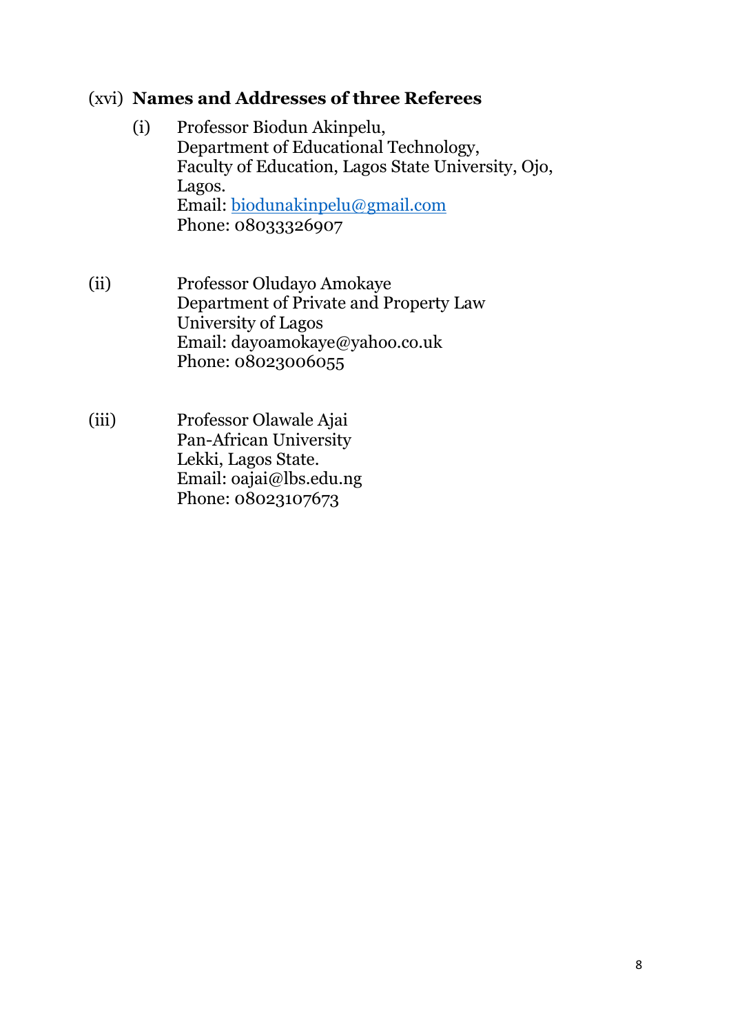(xvi) **Names and Addresses of three Referees**

(i) Professor Biodun Akinpelu,
Department of Educational Technology,
Faculty of Education, Lagos State University, Ojo,
Lagos.
Email: biodunakinpelu@gmail.com
Phone: 08033326907

(ii) Professor Oludayo Amokaye
Department of Private and Property Law
University of Lagos
Email: dayoamokaye@yahoo.co.uk
Phone: 08023006055

(iii) Professor Olawale Ajai
Pan-African University
Lekki, Lagos State.
Email: oajai@lbs.edu.ng
Phone: 08023107673